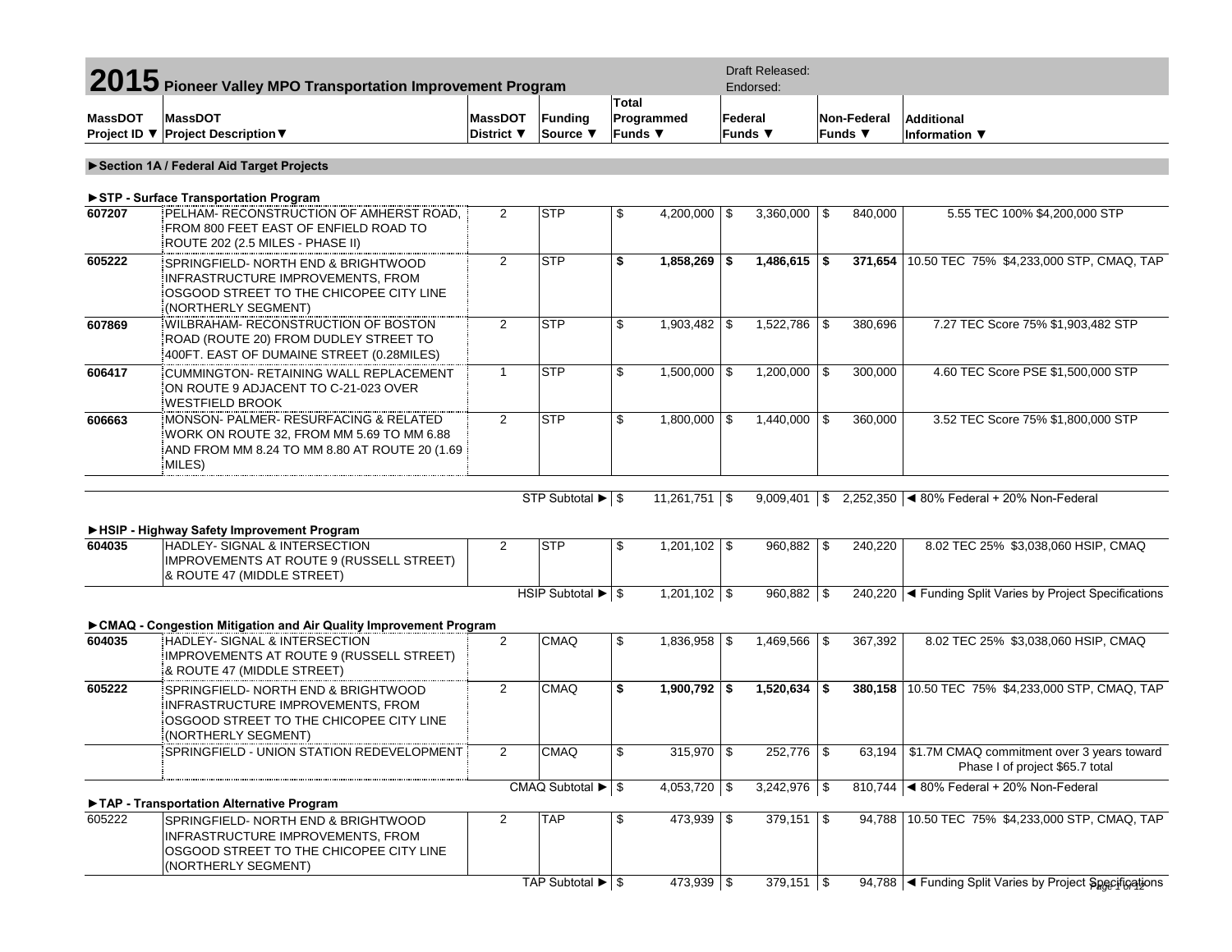# 2015 Pioneer Valley MPO Transportation Improvement Program

Draft Released:
Endorsed:

| MassDOT Project ID ▼ | MassDOT Project Description ▼ | MassDOT District ▼ | Funding Source ▼ | Total Programmed Funds ▼ | Federal Funds ▼ | Non-Federal Funds ▼ | Additional Information ▼ |
|---|---|---|---|---|---|---|---|
| **►Section 1A / Federal Aid Target Projects** | | | | | | | |
| **►STP - Surface Transportation Program** | | | | | | | |
| **607207** | PELHAM- RECONSTRUCTION OF AMHERST ROAD, FROM 800 FEET EAST OF ENFIELD ROAD TO ROUTE 202 (2.5 MILES - PHASE II) | 2 | STP | $ 4,200,000 | $ 3,360,000 | $ 840,000 | 5.55 TEC 100% $4,200,000 STP |
| **605222** | SPRINGFIELD- NORTH END & BRIGHTWOOD INFRASTRUCTURE IMPROVEMENTS, FROM OSGOOD STREET TO THE CHICOPEE CITY LINE (NORTHERLY SEGMENT) | 2 | STP | **$ 1,858,269** | **$ 1,486,615** | **$ 371,654** | 10.50 TEC 75% $4,233,000 STP, CMAQ, TAP |
| **607869** | WILBRAHAM- RECONSTRUCTION OF BOSTON ROAD (ROUTE 20) FROM DUDLEY STREET TO 400FT. EAST OF DUMAINE STREET (0.28MILES) | 2 | STP | $ 1,903,482 | $ 1,522,786 | $ 380,696 | 7.27 TEC Score 75% $1,903,482 STP |
| **606417** | CUMMINGTON- RETAINING WALL REPLACEMENT ON ROUTE 9 ADJACENT TO C-21-023 OVER WESTFIELD BROOK | 1 | STP | $ 1,500,000 | $ 1,200,000 | $ 300,000 | 4.60 TEC Score PSE $1,500,000 STP |
| **606663** | MONSON- PALMER- RESURFACING & RELATED WORK ON ROUTE 32, FROM MM 5.69 TO MM 6.88 AND FROM MM 8.24 TO MM 8.80 AT ROUTE 20 (1.69 MILES) | 2 | STP | $ 1,800,000 | $ 1,440,000 | $ 360,000 | 3.52 TEC Score 75% $1,800,000 STP |
| | | | STP Subtotal ► | $ 11,261,751 | $ 9,009,401 | $ 2,252,350 | ◄ 80% Federal + 20% Non-Federal |
| **►HSIP - Highway Safety Improvement Program** | | | | | | | |
| **604035** | HADLEY- SIGNAL & INTERSECTION IMPROVEMENTS AT ROUTE 9 (RUSSELL STREET) & ROUTE 47 (MIDDLE STREET) | 2 | STP | $ 1,201,102 | $ 960,882 | $ 240,220 | 8.02 TEC 25% $3,038,060 HSIP, CMAQ |
| | | | HSIP Subtotal ► | $ 1,201,102 | $ 960,882 | $ 240,220 | ◄ Funding Split Varies by Project Specifications |
| **►CMAQ - Congestion Mitigation and Air Quality Improvement Program** | | | | | | | |
| **604035** | HADLEY- SIGNAL & INTERSECTION IMPROVEMENTS AT ROUTE 9 (RUSSELL STREET) & ROUTE 47 (MIDDLE STREET) | 2 | CMAQ | $ 1,836,958 | $ 1,469,566 | $ 367,392 | 8.02 TEC 25% $3,038,060 HSIP, CMAQ |
| **605222** | SPRINGFIELD- NORTH END & BRIGHTWOOD INFRASTRUCTURE IMPROVEMENTS, FROM OSGOOD STREET TO THE CHICOPEE CITY LINE (NORTHERLY SEGMENT) | 2 | CMAQ | **$ 1,900,792** | **$ 1,520,634** | **$ 380,158** | 10.50 TEC 75% $4,233,000 STP, CMAQ, TAP |
| | SPRINGFIELD - UNION STATION REDEVELOPMENT | 2 | CMAQ | $ 315,970 | $ 252,776 | $ 63,194 | $1.7M CMAQ commitment over 3 years toward Phase I of project $65.7 total |
| | | | CMAQ Subtotal ► | $ 4,053,720 | $ 3,242,976 | $ 810,744 | ◄ 80% Federal + 20% Non-Federal |
| **►TAP - Transportation Alternative Program** | | | | | | | |
| 605222 | SPRINGFIELD- NORTH END & BRIGHTWOOD INFRASTRUCTURE IMPROVEMENTS, FROM OSGOOD STREET TO THE CHICOPEE CITY LINE (NORTHERLY SEGMENT) | 2 | TAP | $ 473,939 | $ 379,151 | $ 94,788 | 10.50 TEC 75% $4,233,000 STP, CMAQ, TAP |
| | | | TAP Subtotal ► | $ 473,939 | $ 379,151 | $ 94,788 | ◄ Funding Split Varies by Project Specifications |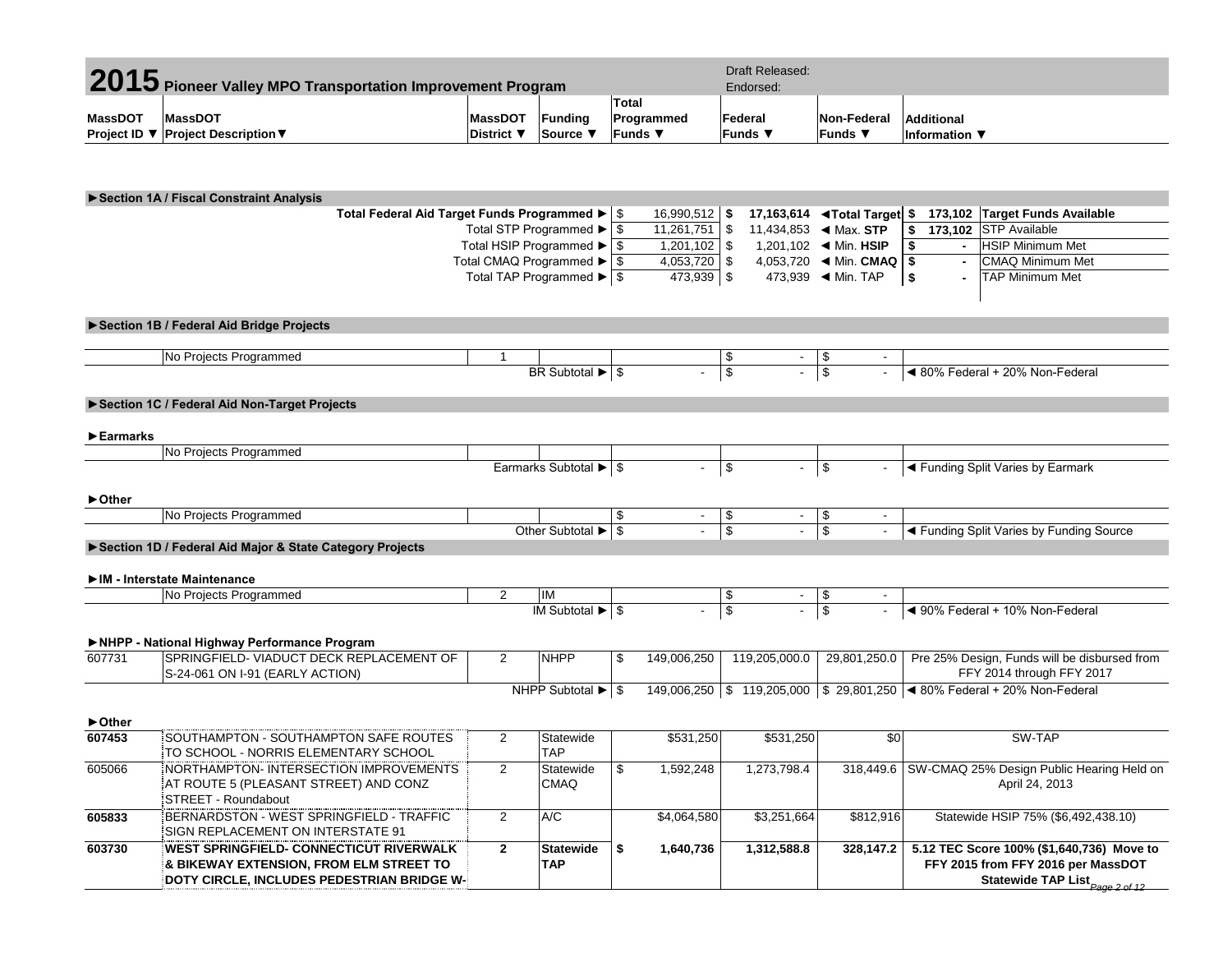# 2015 Pioneer Valley MPO Transportation Improvement Program

Draft Released:
Endorsed:

| MassDOT Project ID ▼ | MassDOT Project Description ▼ | MassDOT District ▼ | Funding Source ▼ | Total Programmed Funds ▼ | Federal Funds ▼ | Non-Federal Funds ▼ | Additional Information ▼ |
|---|---|---|---|---|---|---|---|

**►Section 1A / Fiscal Constraint Analysis**

| | Programmed | Target | | Available | |
|---|---|---|---|---|---|
| **Total Federal Aid Target Funds Programmed ►** | $ 16,990,512 | **$ 17,163,614** | **◄Total Target** | **$ 173,102** | **Target Funds Available** |
| Total STP Programmed ► | $ 11,261,751 | $ 11,434,853 | ◄ Max. **STP** | **$ 173,102** | STP Available |
| Total HSIP Programmed ► | $ 1,201,102 | $ 1,201,102 | ◄ Min. **HSIP** | **$ -** | HSIP Minimum Met |
| Total CMAQ Programmed ► | $ 4,053,720 | $ 4,053,720 | ◄ Min. **CMAQ** | **$ -** | CMAQ Minimum Met |
| Total TAP Programmed ► | $ 473,939 | $ 473,939 | ◄ Min. TAP | **$ -** | TAP Minimum Met |

**►Section 1B / Federal Aid Bridge Projects**

| MassDOT Project ID | MassDOT Project Description | MassDOT District | Funding Source | Total Programmed Funds | Federal Funds | Non-Federal Funds | Additional Information |
|---|---|---|---|---|---|---|---|
| | No Projects Programmed | 1 | | | $ - | $ - | |
| | | | BR Subtotal ► | $ - | $ - | $ - | ◄ 80% Federal + 20% Non-Federal |

**►Section 1C / Federal Aid Non-Target Projects**

**►Earmarks**

| MassDOT Project ID | MassDOT Project Description | MassDOT District | Funding Source | Total Programmed Funds | Federal Funds | Non-Federal Funds | Additional Information |
|---|---|---|---|---|---|---|---|
| | No Projects Programmed | | | | | | |
| | | | Earmarks Subtotal ► | $ - | $ - | $ - | ◄ Funding Split Varies by Earmark |

**►Other**

| MassDOT Project ID | MassDOT Project Description | MassDOT District | Funding Source | Total Programmed Funds | Federal Funds | Non-Federal Funds | Additional Information |
|---|---|---|---|---|---|---|---|
| | No Projects Programmed | | | $ - | $ - | $ - | |
| | | | Other Subtotal ► | $ - | $ - | $ - | ◄ Funding Split Varies by Funding Source |

**►Section 1D / Federal Aid Major & State Category Projects**

**►IM - Interstate Maintenance**

| MassDOT Project ID | MassDOT Project Description | MassDOT District | Funding Source | Total Programmed Funds | Federal Funds | Non-Federal Funds | Additional Information |
|---|---|---|---|---|---|---|---|
| | No Projects Programmed | 2 | IM | | $ - | $ - | |
| | | | IM Subtotal ► | $ - | $ - | $ - | ◄ 90% Federal + 10% Non-Federal |

**►NHPP - National Highway Performance Program**

| MassDOT Project ID | MassDOT Project Description | MassDOT District | Funding Source | Total Programmed Funds | Federal Funds | Non-Federal Funds | Additional Information |
|---|---|---|---|---|---|---|---|
| 607731 | SPRINGFIELD- VIADUCT DECK REPLACEMENT OF S-24-061 ON I-91 (EARLY ACTION) | 2 | NHPP | $ 149,006,250 | 119,205,000.0 | 29,801,250.0 | Pre 25% Design, Funds will be disbursed from FFY 2014 through FFY 2017 |
| | | | NHPP Subtotal ► | $ 149,006,250 | $ 119,205,000 | $ 29,801,250 | ◄ 80% Federal + 20% Non-Federal |

**►Other**

| MassDOT Project ID | MassDOT Project Description | MassDOT District | Funding Source | Total Programmed Funds | Federal Funds | Non-Federal Funds | Additional Information |
|---|---|---|---|---|---|---|---|
| **607453** | SOUTHAMPTON - SOUTHAMPTON SAFE ROUTES TO SCHOOL - NORRIS ELEMENTARY SCHOOL | 2 | Statewide TAP | $531,250 | $531,250 | $0 | SW-TAP |
| 605066 | NORTHAMPTON- INTERSECTION IMPROVEMENTS AT ROUTE 5 (PLEASANT STREET) AND CONZ STREET - Roundabout | 2 | Statewide CMAQ | $ 1,592,248 | 1,273,798.4 | 318,449.6 | SW-CMAQ 25% Design Public Hearing Held on April 24, 2013 |
| **605833** | BERNARDSTON - WEST SPRINGFIELD - TRAFFIC SIGN REPLACEMENT ON INTERSTATE 91 | 2 | A/C | $4,064,580 | $3,251,664 | $812,916 | Statewide HSIP 75% ($6,492,438.10) |
| **603730** | **WEST SPRINGFIELD- CONNECTICUT RIVERWALK & BIKEWAY EXTENSION, FROM ELM STREET TO DOTY CIRCLE, INCLUDES PEDESTRIAN BRIDGE W-** | **2** | **Statewide TAP** | **$ 1,640,736** | **1,312,588.8** | **328,147.2** | **5.12 TEC Score 100% ($1,640,736) Move to FFY 2015 from FFY 2016 per MassDOT Statewide TAP List** |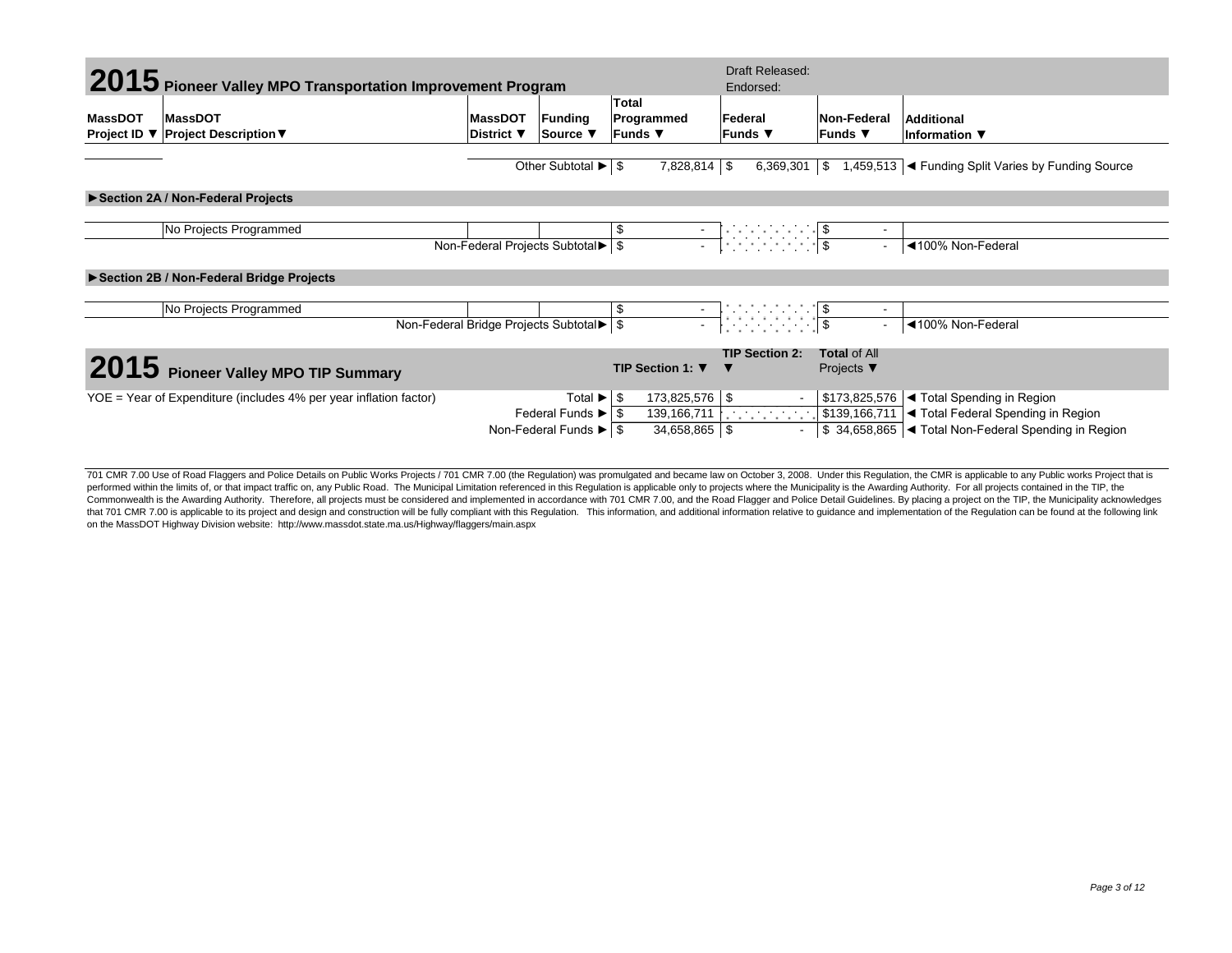# 2015 Pioneer Valley MPO Transportation Improvement Program

Draft Released:
Endorsed:

| MassDOT Project ID ▼ | MassDOT Project Description▼ | MassDOT District ▼ | Funding Source ▼ | Total Programmed Funds ▼ | Federal Funds ▼ | Non-Federal Funds ▼ | Additional Information ▼ |
|---|---|---|---|---|---|---|---|
| | | | Other Subtotal ► | $ 7,828,814 | $ 6,369,301 | $ 1,459,513 | ◄ Funding Split Varies by Funding Source |

**►Section 2A / Non-Federal Projects**

| MassDOT Project ID | MassDOT Project Description | MassDOT District | Funding Source | Total Programmed Funds | Federal Funds | Non-Federal Funds | Additional Information |
|---|---|---|---|---|---|---|---|
| | No Projects Programmed | | | $ - | | $ - | |
| | | | Non-Federal Projects Subtotal► | $ - | | $ - | ◄100% Non-Federal |

**►Section 2B / Non-Federal Bridge Projects**

| MassDOT Project ID | MassDOT Project Description | MassDOT District | Funding Source | Total Programmed Funds | Federal Funds | Non-Federal Funds | Additional Information |
|---|---|---|---|---|---|---|---|
| | No Projects Programmed | | | $ - | | $ - | |
| | | | Non-Federal Bridge Projects Subtotal► | $ - | | $ - | ◄100% Non-Federal |

# 2015 Pioneer Valley MPO TIP Summary

| | | TIP Section 1: ▼ | TIP Section 2: ▼ | Total of All Projects ▼ | |
|---|---|---|---|---|---|
| YOE = Year of Expenditure (includes 4% per year inflation factor) | Total ► | $ 173,825,576 | $ - | $173,825,576 | ◄ Total Spending in Region |
| | Federal Funds ► | $ 139,166,711 | | $139,166,711 | ◄ Total Federal Spending in Region |
| | Non-Federal Funds ► | $ 34,658,865 | $ - | $ 34,658,865 | ◄ Total Non-Federal Spending in Region |

701 CMR 7.00 Use of Road Flaggers and Police Details on Public Works Projects / 701 CMR 7.00 (the Regulation) was promulgated and became law on October 3, 2008. Under this Regulation, the CMR is applicable to any Public works Project that is performed within the limits of, or that impact traffic on, any Public Road. The Municipal Limitation referenced in this Regulation is applicable only to projects where the Municipality is the Awarding Authority. For all projects contained in the TIP, the Commonwealth is the Awarding Authority. Therefore, all projects must be considered and implemented in accordance with 701 CMR 7.00, and the Road Flagger and Police Detail Guidelines. By placing a project on the TIP, the Municipality acknowledges that 701 CMR 7.00 is applicable to its project and design and construction will be fully compliant with this Regulation. This information, and additional information relative to guidance and implementation of the Regulation can be found at the following link on the MassDOT Highway Division website: http://www.massdot.state.ma.us/Highway/flaggers/main.aspx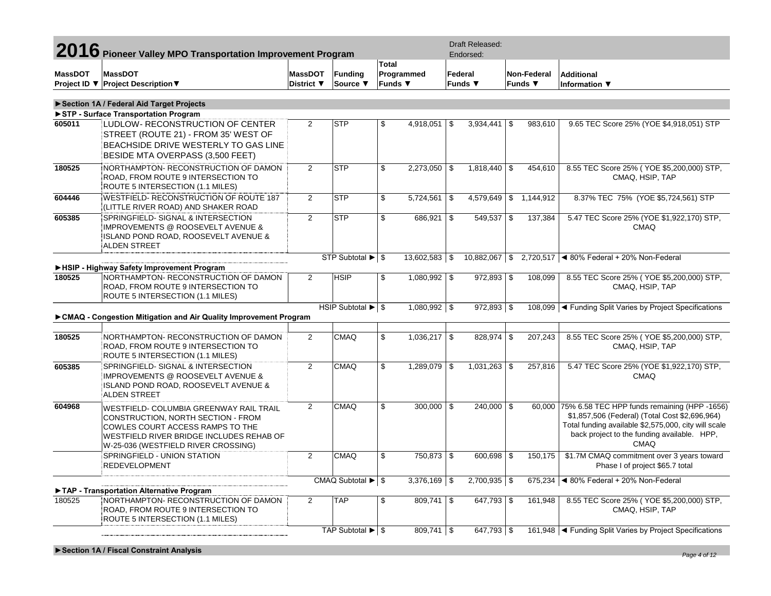# 2016 Pioneer Valley MPO Transportation Improvement Program

Draft Released:
Endorsed:

| MassDOT Project ID ▼ | MassDOT Project Description ▼ | MassDOT District ▼ | Funding Source ▼ | Total Programmed Funds ▼ | Federal Funds ▼ | Non-Federal Funds ▼ | Additional Information ▼ |
|---|---|---|---|---|---|---|---|
| **►Section 1A / Federal Aid Target Projects** | | | | | | | |
| **►STP - Surface Transportation Program** | | | | | | | |
| **605011** | LUDLOW- RECONSTRUCTION OF CENTER STREET (ROUTE 21) - FROM 35' WEST OF BEACHSIDE DRIVE WESTERLY TO GAS LINE BESIDE MTA OVERPASS (3,500 FEET) | 2 | STP | $ 4,918,051 | $ 3,934,441 | $ 983,610 | 9.65 TEC Score 25% (YOE $4,918,051) STP |
| **180525** | NORTHAMPTON- RECONSTRUCTION OF DAMON ROAD, FROM ROUTE 9 INTERSECTION TO ROUTE 5 INTERSECTION (1.1 MILES) | 2 | STP | $ 2,273,050 | $ 1,818,440 | $ 454,610 | 8.55 TEC Score 25% ( YOE $5,200,000) STP, CMAQ, HSIP, TAP |
| **604446** | WESTFIELD- RECONSTRUCTION OF ROUTE 187 (LITTLE RIVER ROAD) AND SHAKER ROAD | 2 | STP | $ 5,724,561 | $ 4,579,649 | $ 1,144,912 | 8.37% TEC 75% (YOE $5,724,561) STP |
| **605385** | SPRINGFIELD- SIGNAL & INTERSECTION IMPROVEMENTS @ ROOSEVELT AVENUE & ISLAND POND ROAD, ROOSEVELT AVENUE & ALDEN STREET | 2 | STP | $ 686,921 | $ 549,537 | $ 137,384 | 5.47 TEC Score 25% (YOE $1,922,170) STP, CMAQ |
| | | | STP Subtotal ► | $ 13,602,583 | $ 10,882,067 | $ 2,720,517 | ◄ 80% Federal + 20% Non-Federal |
| **►HSIP - Highway Safety Improvement Program** | | | | | | | |
| **180525** | NORTHAMPTON- RECONSTRUCTION OF DAMON ROAD, FROM ROUTE 9 INTERSECTION TO ROUTE 5 INTERSECTION (1.1 MILES) | 2 | HSIP | $ 1,080,992 | $ 972,893 | $ 108,099 | 8.55 TEC Score 25% ( YOE $5,200,000) STP, CMAQ, HSIP, TAP |
| | | | HSIP Subtotal ► | $ 1,080,992 | $ 972,893 | $ 108,099 | ◄ Funding Split Varies by Project Specifications |
| **►CMAQ - Congestion Mitigation and Air Quality Improvement Program** | | | | | | | |
| **180525** | NORTHAMPTON- RECONSTRUCTION OF DAMON ROAD, FROM ROUTE 9 INTERSECTION TO ROUTE 5 INTERSECTION (1.1 MILES) | 2 | CMAQ | $ 1,036,217 | $ 828,974 | $ 207,243 | 8.55 TEC Score 25% ( YOE $5,200,000) STP, CMAQ, HSIP, TAP |
| **605385** | SPRINGFIELD- SIGNAL & INTERSECTION IMPROVEMENTS @ ROOSEVELT AVENUE & ISLAND POND ROAD, ROOSEVELT AVENUE & ALDEN STREET | 2 | CMAQ | $ 1,289,079 | $ 1,031,263 | $ 257,816 | 5.47 TEC Score 25% (YOE $1,922,170) STP, CMAQ |
| **604968** | WESTFIELD- COLUMBIA GREENWAY RAIL TRAIL CONSTRUCTION, NORTH SECTION - FROM COWLES COURT ACCESS RAMPS TO THE WESTFIELD RIVER BRIDGE INCLUDES REHAB OF W-25-036 (WESTFIELD RIVER CROSSING) | 2 | CMAQ | $ 300,000 | $ 240,000 | $ 60,000 | 75% 6.58 TEC HPP funds remaining (HPP -1656) $1,857,506 (Federal) (Total Cost $2,696,964) Total funding available $2,575,000, city will scale back project to the funding available. HPP, CMAQ |
| | SPRINGFIELD - UNION STATION REDEVELOPMENT | 2 | CMAQ | $ 750,873 | $ 600,698 | $ 150,175 | $1.7M CMAQ commitment over 3 years toward Phase I of project $65.7 total |
| | | | CMAQ Subtotal ► | $ 3,376,169 | $ 2,700,935 | $ 675,234 | ◄ 80% Federal + 20% Non-Federal |
| **►TAP - Transportation Alternative Program** | | | | | | | |
| 180525 | NORTHAMPTON- RECONSTRUCTION OF DAMON ROAD, FROM ROUTE 9 INTERSECTION TO ROUTE 5 INTERSECTION (1.1 MILES) | 2 | TAP | $ 809,741 | $ 647,793 | $ 161,948 | 8.55 TEC Score 25% ( YOE $5,200,000) STP, CMAQ, HSIP, TAP |
| | | | TAP Subtotal ► | $ 809,741 | $ 647,793 | $ 161,948 | ◄ Funding Split Varies by Project Specifications |

**►Section 1A / Fiscal Constraint Analysis**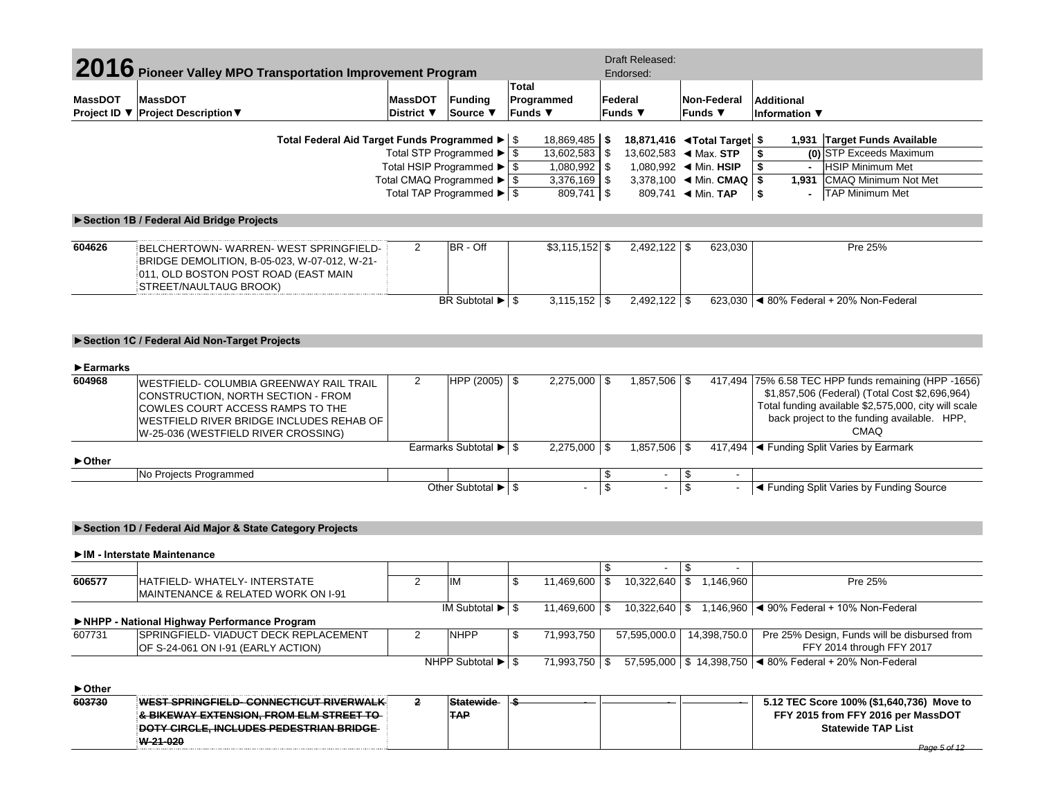# 2016 Pioneer Valley MPO Transportation Improvement Program

Draft Released:
Endorsed:

| MassDOT Project ID ▼ | MassDOT Project Description▼ | MassDOT District ▼ | Funding Source ▼ | Total Programmed Funds ▼ | Federal Funds ▼ | Non-Federal Funds ▼ | Additional Information ▼ |
|---|---|---|---|---|---|---|---|
| | Total Federal Aid Target Funds Programmed ► | | | $ 18,869,485 | **$ 18,871,416** | **◄Total Target** | **$ 1,931 Target Funds Available** |
| | Total STP Programmed ► | | | $ 13,602,583 | $ 13,602,583 | ◄ Max. **STP** | **$ (0)** STP Exceeds Maximum |
| | Total HSIP Programmed ► | | | $ 1,080,992 | $ 1,080,992 | ◄ Min. **HSIP** | **$ -** HSIP Minimum Met |
| | Total CMAQ Programmed ► | | | $ 3,376,169 | $ 3,378,100 | ◄ Min. **CMAQ** | **$ 1,931** CMAQ Minimum Not Met |
| | Total TAP Programmed ► | | | $ 809,741 | $ 809,741 | ◄ Min. **TAP** | **$ -** TAP Minimum Met |

## ►Section 1B / Federal Aid Bridge Projects

| MassDOT Project ID | MassDOT Project Description | MassDOT District | Funding Source | Total Programmed Funds | Federal Funds | Non-Federal Funds | Additional Information |
|---|---|---|---|---|---|---|---|
| 604626 | BELCHERTOWN- WARREN- WEST SPRINGFIELD- BRIDGE DEMOLITION, B-05-023, W-07-012, W-21-011, OLD BOSTON POST ROAD (EAST MAIN STREET/NAULTAUG BROOK) | 2 | BR - Off | $3,115,152 | $ 2,492,122 | $ 623,030 | Pre 25% |
| | | | BR Subtotal ► | $ 3,115,152 | $ 2,492,122 | $ 623,030 | ◄ 80% Federal + 20% Non-Federal |

## ►Section 1C / Federal Aid Non-Target Projects

### ►Earmarks

| MassDOT Project ID | MassDOT Project Description | MassDOT District | Funding Source | Total Programmed Funds | Federal Funds | Non-Federal Funds | Additional Information |
|---|---|---|---|---|---|---|---|
| 604968 | WESTFIELD- COLUMBIA GREENWAY RAIL TRAIL CONSTRUCTION, NORTH SECTION - FROM COWLES COURT ACCESS RAMPS TO THE WESTFIELD RIVER BRIDGE INCLUDES REHAB OF W-25-036 (WESTFIELD RIVER CROSSING) | 2 | HPP (2005) | $ 2,275,000 | $ 1,857,506 | $ 417,494 | 75% 6.58 TEC HPP funds remaining (HPP -1656) $1,857,506 (Federal) (Total Cost $2,696,964) Total funding available $2,575,000, city will scale back project to the funding available. HPP, CMAQ |
| | | | Earmarks Subtotal ► | $ 2,275,000 | $ 1,857,506 | $ 417,494 | ◄ Funding Split Varies by Earmark |

### ►Other

| MassDOT Project ID | MassDOT Project Description | MassDOT District | Funding Source | Total Programmed Funds | Federal Funds | Non-Federal Funds | Additional Information |
|---|---|---|---|---|---|---|---|
| | No Projects Programmed | | | | $ - | $ - | |
| | | | Other Subtotal ► | $ - | $ - | $ - | ◄ Funding Split Varies by Funding Source |

## ►Section 1D / Federal Aid Major & State Category Projects

### ►IM - Interstate Maintenance

| MassDOT Project ID | MassDOT Project Description | MassDOT District | Funding Source | Total Programmed Funds | Federal Funds | Non-Federal Funds | Additional Information |
|---|---|---|---|---|---|---|---|
| | | | | | $ - | $ - | |
| 606577 | HATFIELD- WHATELY- INTERSTATE MAINTENANCE & RELATED WORK ON I-91 | 2 | IM | $ 11,469,600 | $ 10,322,640 | $ 1,146,960 | Pre 25% |
| | | | IM Subtotal ► | $ 11,469,600 | $ 10,322,640 | $ 1,146,960 | ◄ 90% Federal + 10% Non-Federal |

### ►NHPP - National Highway Performance Program

| MassDOT Project ID | MassDOT Project Description | MassDOT District | Funding Source | Total Programmed Funds | Federal Funds | Non-Federal Funds | Additional Information |
|---|---|---|---|---|---|---|---|
| 607731 | SPRINGFIELD- VIADUCT DECK REPLACEMENT OF S-24-061 ON I-91 (EARLY ACTION) | 2 | NHPP | $ 71,993,750 | 57,595,000.0 | 14,398,750.0 | Pre 25% Design, Funds will be disbursed from FFY 2014 through FFY 2017 |
| | | | NHPP Subtotal ► | $ 71,993,750 | $ 57,595,000 | $ 14,398,750 | ◄ 80% Federal + 20% Non-Federal |

### ►Other

| MassDOT Project ID | MassDOT Project Description | MassDOT District | Funding Source | Total Programmed Funds | Federal Funds | Non-Federal Funds | Additional Information |
|---|---|---|---|---|---|---|---|
| ~~603730~~ | ~~WEST SPRINGFIELD- CONNECTICUT RIVERWALK & BIKEWAY EXTENSION, FROM ELM STREET TO DOTY CIRCLE, INCLUDES PEDESTRIAN BRIDGE W-21-020~~ | ~~2~~ | ~~Statewide TAP~~ | ~~$ -~~ | ~~-~~ | ~~-~~ | **5.12 TEC Score 100% ($1,640,736) Move to FFY 2015 from FFY 2016 per MassDOT Statewide TAP List** |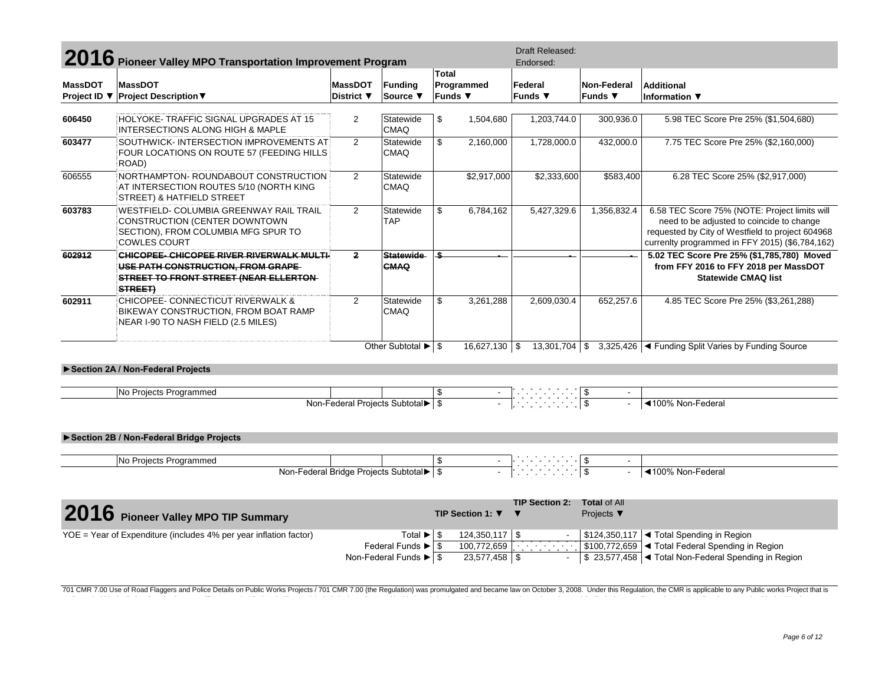# 2016 Pioneer Valley MPO Transportation Improvement Program

Draft Released:
Endorsed:

| MassDOT Project ID ▼ | MassDOT Project Description▼ | MassDOT District ▼ | Funding Source ▼ | Total Programmed Funds ▼ | Federal Funds ▼ | Non-Federal Funds ▼ | Additional Information ▼ |
|---|---|---|---|---|---|---|---|
| **606450** | HOLYOKE- TRAFFIC SIGNAL UPGRADES AT 15 INTERSECTIONS ALONG HIGH & MAPLE | 2 | Statewide CMAQ | $ 1,504,680 | 1,203,744.0 | 300,936.0 | 5.98 TEC Score Pre 25% ($1,504,680) |
| **603477** | SOUTHWICK- INTERSECTION IMPROVEMENTS AT FOUR LOCATIONS ON ROUTE 57 (FEEDING HILLS ROAD) | 2 | Statewide CMAQ | $ 2,160,000 | 1,728,000.0 | 432,000.0 | 7.75 TEC Score Pre 25% ($2,160,000) |
| 606555 | NORTHAMPTON- ROUNDABOUT CONSTRUCTION AT INTERSECTION ROUTES 5/10 (NORTH KING STREET) & HATFIELD STREET | 2 | Statewide CMAQ | $2,917,000 | $2,333,600 | $583,400 | 6.28 TEC Score 25% ($2,917,000) |
| **603783** | WESTFIELD- COLUMBIA GREENWAY RAIL TRAIL CONSTRUCTION (CENTER DOWNTOWN SECTION), FROM COLUMBIA MFG SPUR TO COWLES COURT | 2 | Statewide TAP | $ 6,784,162 | 5,427,329.6 | 1,356,832.4 | 6.58 TEC Score 75% (NOTE: Project limits will need to be adjusted to coincide to change requested by City of Westfield to project 604968 currenlty programmed in FFY 2015) ($6,784,162) |
| ~~**602912**~~ | ~~**CHICOPEE- CHICOPEE RIVER RIVERWALK MULTI-USE PATH CONSTRUCTION, FROM GRAPE STREET TO FRONT STREET (NEAR ELLERTON STREET)**~~ | ~~**2**~~ | ~~**Statewide CMAQ**~~ | ~~**$ -**~~ | ~~**-**~~ | ~~**-**~~ | **5.02 TEC Score Pre 25% ($1,785,780) Moved from FFY 2016 to FFY 2018 per MassDOT Statewide CMAQ list** |
| **602911** | CHICOPEE- CONNECTICUT RIVERWALK & BIKEWAY CONSTRUCTION, FROM BOAT RAMP NEAR I-90 TO NASH FIELD (2.5 MILES) | 2 | Statewide CMAQ | $ 3,261,288 | 2,609,030.4 | 652,257.6 | 4.85 TEC Score Pre 25% ($3,261,288) |
| | | | Other Subtotal ► | $ 16,627,130 | $ 13,301,704 | $ 3,325,426 | ◄ Funding Split Varies by Funding Source |

### ►Section 2A / Non-Federal Projects

| | | | | | | | |
|---|---|---|---|---|---|---|---|
| | No Projects Programmed | | | $ - | | $ - | |
| | | | Non-Federal Projects Subtotal► | $ - | | $ - | ◄100% Non-Federal |

### ►Section 2B / Non-Federal Bridge Projects

| | | | | | | | |
|---|---|---|---|---|---|---|---|
| | No Projects Programmed | | | $ - | | $ - | |
| | | | Non-Federal Bridge Projects Subtotal► | $ - | | $ - | ◄100% Non-Federal |

# 2016 Pioneer Valley MPO TIP Summary

| | | TIP Section 1: ▼ | TIP Section 2: ▼ | Total of All Projects ▼ | |
|---|---|---|---|---|---|
| YOE = Year of Expenditure (includes 4% per year inflation factor) | Total ► | $ 124,350,117 | $ - | $124,350,117 | ◄ Total Spending in Region |
| | Federal Funds ► | $ 100,772,659 | | $100,772,659 | ◄ Total Federal Spending in Region |
| | Non-Federal Funds ► | $ 23,577,458 | $ - | $ 23,577,458 | ◄ Total Non-Federal Spending in Region |

701 CMR 7.00 Use of Road Flaggers and Police Details on Public Works Projects / 701 CMR 7.00 (the Regulation) was promulgated and became law on October 3, 2008. Under this Regulation, the CMR is applicable to any Public works Project that is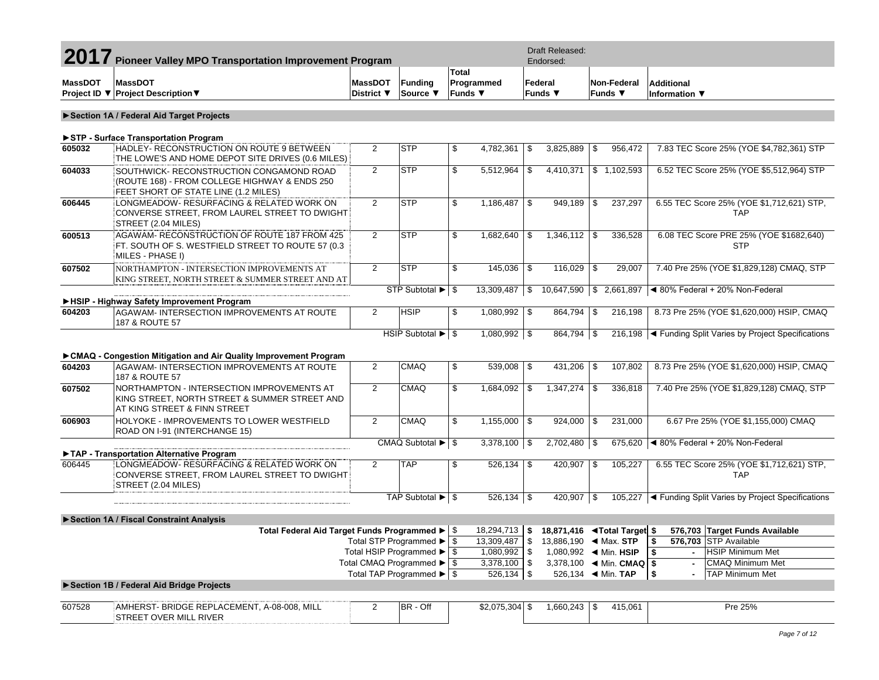# 2017 Pioneer Valley MPO Transportation Improvement Program

Draft Released:
Endorsed:

| MassDOT Project ID ▼ | MassDOT Project Description▼ | MassDOT District ▼ | Funding Source ▼ | Total Programmed Funds ▼ | Federal Funds ▼ | Non-Federal Funds ▼ | Additional Information ▼ |
|---|---|---|---|---|---|---|---|
| **►Section 1A / Federal Aid Target Projects** | | | | | | | |
| **►STP - Surface Transportation Program** | | | | | | | |
| **605032** | HADLEY- RECONSTRUCTION ON ROUTE 9 BETWEEN THE LOWE'S AND HOME DEPOT SITE DRIVES (0.6 MILES) | 2 | STP | $ 4,782,361 | $ 3,825,889 | $ 956,472 | 7.83 TEC Score 25% (YOE $4,782,361) STP |
| **604033** | SOUTHWICK- RECONSTRUCTION CONGAMOND ROAD (ROUTE 168) - FROM COLLEGE HIGHWAY & ENDS 250 FEET SHORT OF STATE LINE (1.2 MILES) | 2 | STP | $ 5,512,964 | $ 4,410,371 | $ 1,102,593 | 6.52 TEC Score 25% (YOE $5,512,964) STP |
| **606445** | LONGMEADOW- RESURFACING & RELATED WORK ON CONVERSE STREET, FROM LAUREL STREET TO DWIGHT STREET (2.04 MILES) | 2 | STP | $ 1,186,487 | $ 949,189 | $ 237,297 | 6.55 TEC Score 25% (YOE $1,712,621) STP, TAP |
| **600513** | AGAWAM- RECONSTRUCTION OF ROUTE 187 FROM 425 FT. SOUTH OF S. WESTFIELD STREET TO ROUTE 57 (0.3 MILES - PHASE I) | 2 | STP | $ 1,682,640 | $ 1,346,112 | $ 336,528 | 6.08 TEC Score PRE 25% (YOE $1682,640) STP |
| **607502** | NORTHAMPTON - INTERSECTION IMPROVEMENTS AT KING STREET, NORTH STREET & SUMMER STREET AND AT | 2 | STP | $ 145,036 | $ 116,029 | $ 29,007 | 7.40 Pre 25% (YOE $1,829,128) CMAQ, STP |
| | | | STP Subtotal ► | $ 13,309,487 | $ 10,647,590 | $ 2,661,897 | ◄ 80% Federal + 20% Non-Federal |
| **►HSIP - Highway Safety Improvement Program** | | | | | | | |
| **604203** | AGAWAM- INTERSECTION IMPROVEMENTS AT ROUTE 187 & ROUTE 57 | 2 | HSIP | $ 1,080,992 | $ 864,794 | $ 216,198 | 8.73 Pre 25% (YOE $1,620,000) HSIP, CMAQ |
| | | | HSIP Subtotal ► | $ 1,080,992 | $ 864,794 | $ 216,198 | ◄ Funding Split Varies by Project Specifications |
| **►CMAQ - Congestion Mitigation and Air Quality Improvement Program** | | | | | | | |
| **604203** | AGAWAM- INTERSECTION IMPROVEMENTS AT ROUTE 187 & ROUTE 57 | 2 | CMAQ | $ 539,008 | $ 431,206 | $ 107,802 | 8.73 Pre 25% (YOE $1,620,000) HSIP, CMAQ |
| **607502** | NORTHAMPTON - INTERSECTION IMPROVEMENTS AT KING STREET, NORTH STREET & SUMMER STREET AND AT KING STREET & FINN STREET | 2 | CMAQ | $ 1,684,092 | $ 1,347,274 | $ 336,818 | 7.40 Pre 25% (YOE $1,829,128) CMAQ, STP |
| **606903** | HOLYOKE - IMPROVEMENTS TO LOWER WESTFIELD ROAD ON I-91 (INTERCHANGE 15) | 2 | CMAQ | $ 1,155,000 | $ 924,000 | $ 231,000 | 6.67 Pre 25% (YOE $1,155,000) CMAQ |
| | | | CMAQ Subtotal ► | $ 3,378,100 | $ 2,702,480 | $ 675,620 | ◄ 80% Federal + 20% Non-Federal |
| **►TAP - Transportation Alternative Program** | | | | | | | |
| 606445 | LONGMEADOW- RESURFACING & RELATED WORK ON CONVERSE STREET, FROM LAUREL STREET TO DWIGHT STREET (2.04 MILES) | 2 | TAP | $ 526,134 | $ 420,907 | $ 105,227 | 6.55 TEC Score 25% (YOE $1,712,621) STP, TAP |
| | | | TAP Subtotal ► | $ 526,134 | $ 420,907 | $ 105,227 | ◄ Funding Split Varies by Project Specifications |

**►Section 1A / Fiscal Constraint Analysis**

| | Programmed | Target / Limit | | Available | |
|---|---|---|---|---|---|
| **Total Federal Aid Target Funds Programmed ►** | $ 18,294,713 | **$ 18,871,416** | **◄Total Target** | **$ 576,703** | **Target Funds Available** |
| Total STP Programmed ► | $ 13,309,487 | $ 13,886,190 | ◄ Max. **STP** | **$ 576,703** | STP Available |
| Total HSIP Programmed ► | $ 1,080,992 | $ 1,080,992 | ◄ Min. **HSIP** | $ - | HSIP Minimum Met |
| Total CMAQ Programmed ► | $ 3,378,100 | $ 3,378,100 | ◄ Min. **CMAQ** | $ - | CMAQ Minimum Met |
| Total TAP Programmed ► | $ 526,134 | $ 526,134 | ◄ Min. **TAP** | $ - | TAP Minimum Met |

**►Section 1B / Federal Aid Bridge Projects**

| MassDOT Project ID | MassDOT Project Description | MassDOT District | Funding Source | Total Programmed Funds | Federal Funds | Non-Federal Funds | Additional Information |
|---|---|---|---|---|---|---|---|
| 607528 | AMHERST- BRIDGE REPLACEMENT, A-08-008, MILL STREET OVER MILL RIVER | 2 | BR - Off | $2,075,304 | $ 1,660,243 | $ 415,061 | Pre 25% |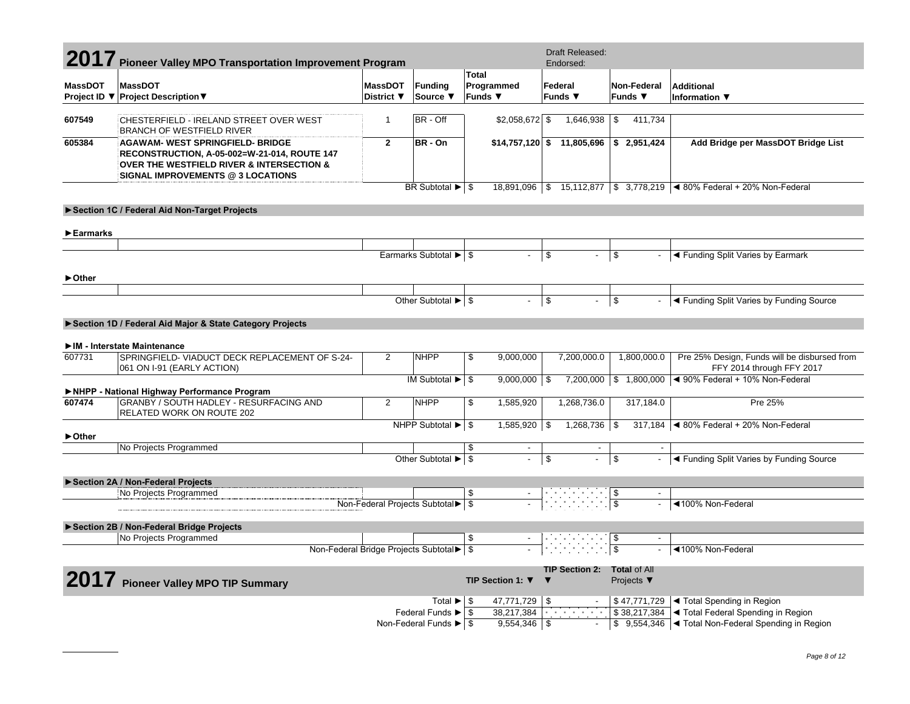# 2017 Pioneer Valley MPO Transportation Improvement Program

Draft Released:
Endorsed:

| MassDOT Project ID ▼ | MassDOT Project Description ▼ | MassDOT District ▼ | Funding Source ▼ | Total Programmed Funds ▼ | Federal Funds ▼ | Non-Federal Funds ▼ | Additional Information ▼ |
|---|---|---|---|---|---|---|---|
| 607549 | CHESTERFIELD - IRELAND STREET OVER WEST BRANCH OF WESTFIELD RIVER | 1 | BR - Off | $2,058,672 | $ 1,646,938 | $ 411,734 | |
| **605384** | **AGAWAM- WEST SPRINGFIELD- BRIDGE RECONSTRUCTION, A-05-002=W-21-014, ROUTE 147 OVER THE WESTFIELD RIVER & INTERSECTION & SIGNAL IMPROVEMENTS @ 3 LOCATIONS** | **2** | **BR - On** | **$14,757,120** | **$ 11,805,696** | **$ 2,951,424** | **Add Bridge per MassDOT Bridge List** |
| | | | BR Subtotal ► | $ 18,891,096 | $ 15,112,877 | $ 3,778,219 | ◄ 80% Federal + 20% Non-Federal |
| | **►Section 1C / Federal Aid Non-Target Projects** | | | | | | |
| **►Earmarks** | | | | | | | |
| | | | | | | | |
| | | | Earmarks Subtotal ► | $ - | $ - | $ - | ◄ Funding Split Varies by Earmark |
| **►Other** | | | | | | | |
| | | | | | | | |
| | | | Other Subtotal ► | $ - | $ - | $ - | ◄ Funding Split Varies by Funding Source |
| | **►Section 1D / Federal Aid Major & State Category Projects** | | | | | | |
| | **►IM - Interstate Maintenance** | | | | | | |
| 607731 | SPRINGFIELD- VIADUCT DECK REPLACEMENT OF S-24-061 ON I-91 (EARLY ACTION) | 2 | NHPP | $ 9,000,000 | 7,200,000.0 | 1,800,000.0 | Pre 25% Design, Funds will be disbursed from FFY 2014 through FFY 2017 |
| | | | IM Subtotal ► | $ 9,000,000 | $ 7,200,000 | $ 1,800,000 | ◄ 90% Federal + 10% Non-Federal |
| | **►NHPP - National Highway Performance Program** | | | | | | |
| **607474** | GRANBY / SOUTH HADLEY - RESURFACING AND RELATED WORK ON ROUTE 202 | 2 | NHPP | $ 1,585,920 | 1,268,736.0 | 317,184.0 | Pre 25% |
| | | | NHPP Subtotal ► | $ 1,585,920 | $ 1,268,736 | $ 317,184 | ◄ 80% Federal + 20% Non-Federal |
| **►Other** | | | | | | | |
| | No Projects Programmed | | | $ - | - | - | |
| | | | Other Subtotal ► | $ - | $ - | $ - | ◄ Funding Split Varies by Funding Source |
| | **►Section 2A / Non-Federal Projects** | | | | | | |
| | No Projects Programmed | | | $ - | | $ - | |
| | | | Non-Federal Projects Subtotal► | $ - | | $ - | ◄100% Non-Federal |
| | **►Section 2B / Non-Federal Bridge Projects** | | | | | | |
| | No Projects Programmed | | | $ - | | $ - | |
| | | | Non-Federal Bridge Projects Subtotal► | $ - | | $ - | ◄100% Non-Federal |

# 2017 Pioneer Valley MPO TIP Summary

| | TIP Section 1: ▼ | TIP Section 2: ▼ | Total of All Projects ▼ | |
|---|---|---|---|---|
| Total ► | $ 47,771,729 | $ - | $ 47,771,729 | ◄ Total Spending in Region |
| Federal Funds ► | $ 38,217,384 | | $ 38,217,384 | ◄ Total Federal Spending in Region |
| Non-Federal Funds ► | $ 9,554,346 | $ - | $ 9,554,346 | ◄ Total Non-Federal Spending in Region |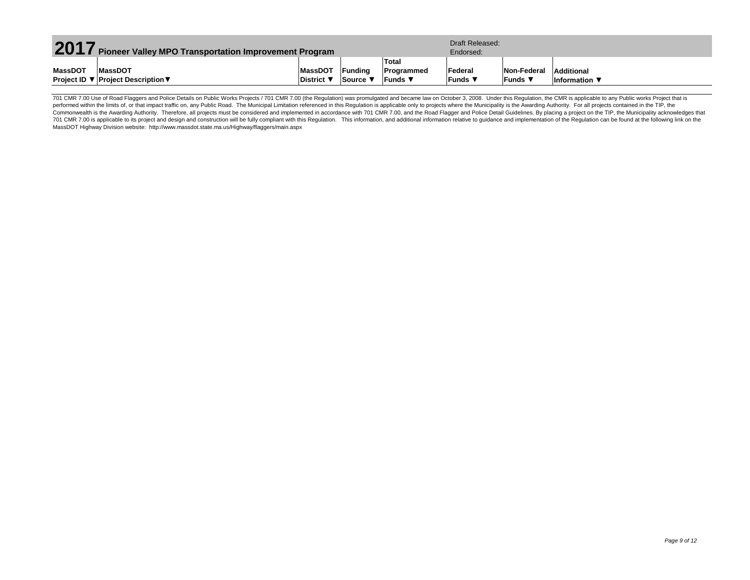# 2017 Pioneer Valley MPO Transportation Improvement Program

Draft Released:
Endorsed:

| MassDOT Project ID ▼ | MassDOT Project Description▼ | MassDOT District ▼ | Funding Source ▼ | Total Programmed Funds ▼ | Federal Funds ▼ | Non-Federal Funds ▼ | Additional Information ▼ |
|---|---|---|---|---|---|---|---|

701 CMR 7.00 Use of Road Flaggers and Police Details on Public Works Projects / 701 CMR 7.00 (the Regulation) was promulgated and became law on October 3, 2008. Under this Regulation, the CMR is applicable to any Public works Project that is performed within the limits of, or that impact traffic on, any Public Road. The Municipal Limitation referenced in this Regulation is applicable only to projects where the Municipality is the Awarding Authority. For all projects contained in the TIP, the Commonwealth is the Awarding Authority. Therefore, all projects must be considered and implemented in accordance with 701 CMR 7.00, and the Road Flagger and Police Detail Guidelines. By placing a project on the TIP, the Municipality acknowledges that 701 CMR 7.00 is applicable to its project and design and construction will be fully compliant with this Regulation. This information, and additional information relative to guidance and implementation of the Regulation can be found at the following link on the MassDOT Highway Division website: http://www.massdot.state.ma.us/Highway/flaggers/main.aspx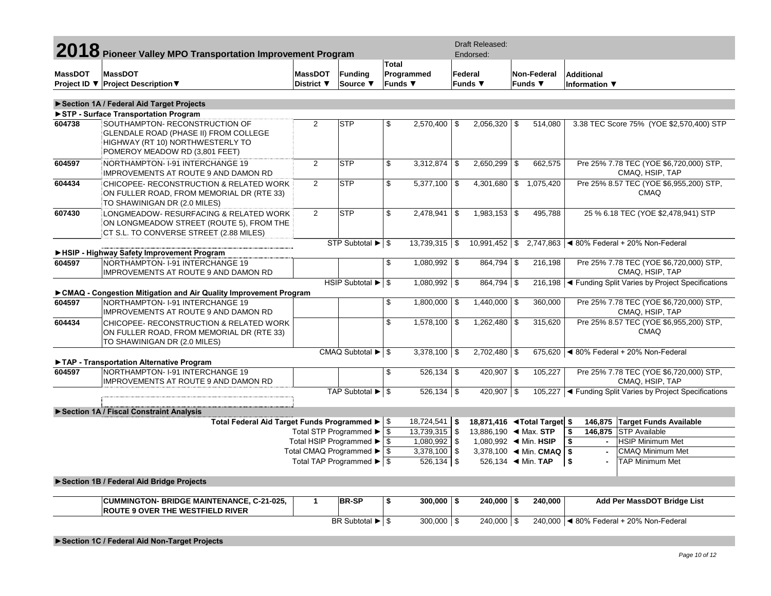# 2018 Pioneer Valley MPO Transportation Improvement Program

Draft Released:
Endorsed:

| MassDOT Project ID ▼ | MassDOT Project Description ▼ | MassDOT District ▼ | Funding Source ▼ | Total Programmed Funds ▼ | Federal Funds ▼ | Non-Federal Funds ▼ | Additional Information ▼ |
|---|---|---|---|---|---|---|---|
| **►Section 1A / Federal Aid Target Projects** | | | | | | | |
| **►STP - Surface Transportation Program** | | | | | | | |
| 604738 | SOUTHAMPTON- RECONSTRUCTION OF GLENDALE ROAD (PHASE II) FROM COLLEGE HIGHWAY (RT 10) NORTHWESTERLY TO POMEROY MEADOW RD (3,801 FEET) | 2 | STP | $ 2,570,400 | $ 2,056,320 | $ 514,080 | 3.38 TEC Score 75% (YOE $2,570,400) STP |
| 604597 | NORTHAMPTON- I-91 INTERCHANGE 19 IMPROVEMENTS AT ROUTE 9 AND DAMON RD | 2 | STP | $ 3,312,874 | $ 2,650,299 | $ 662,575 | Pre 25% 7.78 TEC (YOE $6,720,000) STP, CMAQ, HSIP, TAP |
| 604434 | CHICOPEE- RECONSTRUCTION & RELATED WORK ON FULLER ROAD, FROM MEMORIAL DR (RTE 33) TO SHAWINIGAN DR (2.0 MILES) | 2 | STP | $ 5,377,100 | $ 4,301,680 | $ 1,075,420 | Pre 25% 8.57 TEC (YOE $6,955,200) STP, CMAQ |
| 607430 | LONGMEADOW- RESURFACING & RELATED WORK ON LONGMEADOW STREET (ROUTE 5), FROM THE CT S.L. TO CONVERSE STREET (2.88 MILES) | 2 | STP | $ 2,478,941 | $ 1,983,153 | $ 495,788 | 25 % 6.18 TEC (YOE $2,478,941) STP |
| | | | STP Subtotal ► | $ 13,739,315 | $ 10,991,452 | $ 2,747,863 | ◄ 80% Federal + 20% Non-Federal |
| **►HSIP - Highway Safety Improvement Program** | | | | | | | |
| 604597 | NORTHAMPTON- I-91 INTERCHANGE 19 IMPROVEMENTS AT ROUTE 9 AND DAMON RD | | | $ 1,080,992 | $ 864,794 | $ 216,198 | Pre 25% 7.78 TEC (YOE $6,720,000) STP, CMAQ, HSIP, TAP |
| | | | HSIP Subtotal ► | $ 1,080,992 | $ 864,794 | $ 216,198 | ◄ Funding Split Varies by Project Specifications |
| **►CMAQ - Congestion Mitigation and Air Quality Improvement Program** | | | | | | | |
| 604597 | NORTHAMPTON- I-91 INTERCHANGE 19 IMPROVEMENTS AT ROUTE 9 AND DAMON RD | | | $ 1,800,000 | $ 1,440,000 | $ 360,000 | Pre 25% 7.78 TEC (YOE $6,720,000) STP, CMAQ, HSIP, TAP |
| 604434 | CHICOPEE- RECONSTRUCTION & RELATED WORK ON FULLER ROAD, FROM MEMORIAL DR (RTE 33) TO SHAWINIGAN DR (2.0 MILES) | | | $ 1,578,100 | $ 1,262,480 | $ 315,620 | Pre 25% 8.57 TEC (YOE $6,955,200) STP, CMAQ |
| | | | CMAQ Subtotal ► | $ 3,378,100 | $ 2,702,480 | $ 675,620 | ◄ 80% Federal + 20% Non-Federal |
| **►TAP - Transportation Alternative Program** | | | | | | | |
| 604597 | NORTHAMPTON- I-91 INTERCHANGE 19 IMPROVEMENTS AT ROUTE 9 AND DAMON RD | | | $ 526,134 | $ 420,907 | $ 105,227 | Pre 25% 7.78 TEC (YOE $6,720,000) STP, CMAQ, HSIP, TAP |
| | | | TAP Subtotal ► | $ 526,134 | $ 420,907 | $ 105,227 | ◄ Funding Split Varies by Project Specifications |

**►Section 1A / Fiscal Constraint Analysis**

| | Programmed | Target / Limit | | Available | |
|---|---|---|---|---|---|
| Total Federal Aid Target Funds Programmed ► | $ 18,724,541 | **$ 18,871,416** | **◄Total Target** | **$ 146,875** | **Target Funds Available** |
| Total STP Programmed ► | $ 13,739,315 | $ 13,886,190 | ◄ Max. **STP** | **$ 146,875** | STP Available |
| Total HSIP Programmed ► | $ 1,080,992 | $ 1,080,992 | ◄ Min. **HSIP** | **$ -** | HSIP Minimum Met |
| Total CMAQ Programmed ► | $ 3,378,100 | $ 3,378,100 | ◄ Min. **CMAQ** | **$ -** | CMAQ Minimum Met |
| Total TAP Programmed ► | $ 526,134 | $ 526,134 | ◄ Min. **TAP** | **$ -** | TAP Minimum Met |

**►Section 1B / Federal Aid Bridge Projects**

| MassDOT Project ID | MassDOT Project Description | MassDOT District | Funding Source | Total Programmed Funds | Federal Funds | Non-Federal Funds | Additional Information |
|---|---|---|---|---|---|---|---|
| | **CUMMINGTON- BRIDGE MAINTENANCE, C-21-025, ROUTE 9 OVER THE WESTFIELD RIVER** | **1** | **BR-SP** | **$ 300,000** | **$ 240,000** | **$ 240,000** | **Add Per MassDOT Bridge List** |
| | | | BR Subtotal ► | $ 300,000 | $ 240,000 | $ 240,000 | ◄ 80% Federal + 20% Non-Federal |

**►Section 1C / Federal Aid Non-Target Projects**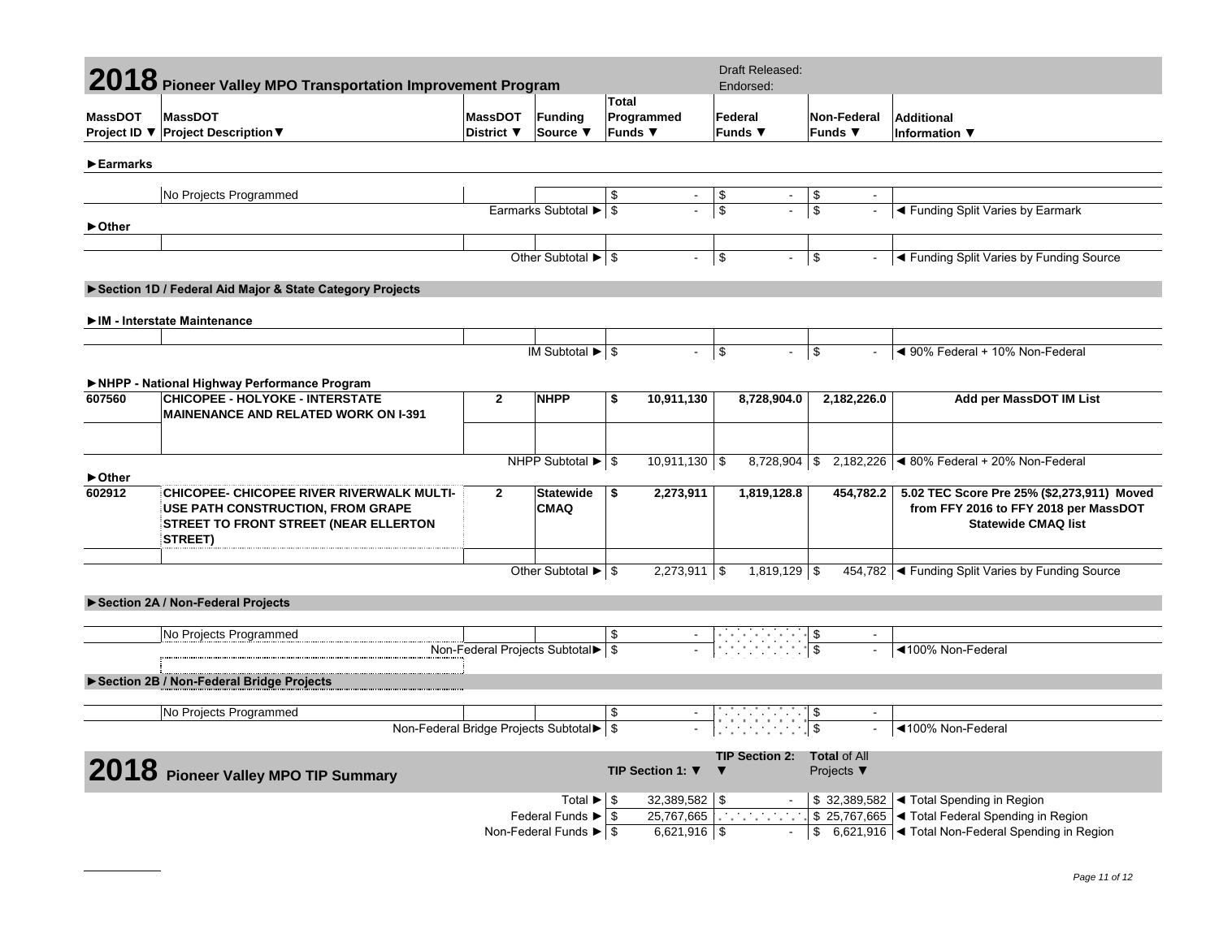# 2018 Pioneer Valley MPO Transportation Improvement Program

Draft Released:
Endorsed:

| MassDOT Project ID ▼ | MassDOT Project Description▼ | MassDOT District ▼ | Funding Source ▼ | Total Programmed Funds ▼ | Federal Funds ▼ | Non-Federal Funds ▼ | Additional Information ▼ |
|---|---|---|---|---|---|---|---|
| **►Earmarks** | | | | | | | |
| | No Projects Programmed | | | $ - | $ - | $ - | |
| | | Earmarks Subtotal ► | | $ - | $ - | $ - | ◄ Funding Split Varies by Earmark |
| **►Other** | | | | | | | |
| | | | | | | | |
| | | Other Subtotal ► | | $ - | $ - | $ - | ◄ Funding Split Varies by Funding Source |
| **►Section 1D / Federal Aid Major & State Category Projects** | | | | | | | |
| **►IM - Interstate Maintenance** | | | | | | | |
| | | | | | | | |
| | | IM Subtotal ► | | $ - | $ - | $ - | ◄ 90% Federal + 10% Non-Federal |
| **►NHPP - National Highway Performance Program** | | | | | | | |
| **607560** | **CHICOPEE - HOLYOKE - INTERSTATE MAINENANCE AND RELATED WORK ON I-391** | **2** | **NHPP** | **$ 10,911,130** | **8,728,904.0** | **2,182,226.0** | **Add per MassDOT IM List** |
| | | | | | | | |
| | | NHPP Subtotal ► | | $ 10,911,130 | $ 8,728,904 | $ 2,182,226 | ◄ 80% Federal + 20% Non-Federal |
| **►Other** | | | | | | | |
| **602912** | **CHICOPEE- CHICOPEE RIVER RIVERWALK MULTI-USE PATH CONSTRUCTION, FROM GRAPE STREET TO FRONT STREET (NEAR ELLERTON STREET)** | **2** | **Statewide CMAQ** | **$ 2,273,911** | **1,819,128.8** | **454,782.2** | **5.02 TEC Score Pre 25% ($2,273,911) Moved from FFY 2016 to FFY 2018 per MassDOT Statewide CMAQ list** |
| | | | | | | | |
| | | Other Subtotal ► | | $ 2,273,911 | $ 1,819,129 | $ 454,782 | ◄ Funding Split Varies by Funding Source |
| **►Section 2A / Non-Federal Projects** | | | | | | | |
| | No Projects Programmed | | | $ - | | $ - | |
| | | Non-Federal Projects Subtotal► | | $ - | | $ - | ◄100% Non-Federal |
| **►Section 2B / Non-Federal Bridge Projects** | | | | | | | |
| | No Projects Programmed | | | $ - | | $ - | |
| | | Non-Federal Bridge Projects Subtotal► | | $ - | | $ - | ◄100% Non-Federal |

# 2018 Pioneer Valley MPO TIP Summary

| | TIP Section 1: ▼ | TIP Section 2: ▼ | Total of All Projects ▼ | |
|---|---|---|---|---|
| Total ► | $ 32,389,582 | $ - | $ 32,389,582 | ◄ Total Spending in Region |
| Federal Funds ► | $ 25,767,665 | | $ 25,767,665 | ◄ Total Federal Spending in Region |
| Non-Federal Funds ► | $ 6,621,916 | $ - | $ 6,621,916 | ◄ Total Non-Federal Spending in Region |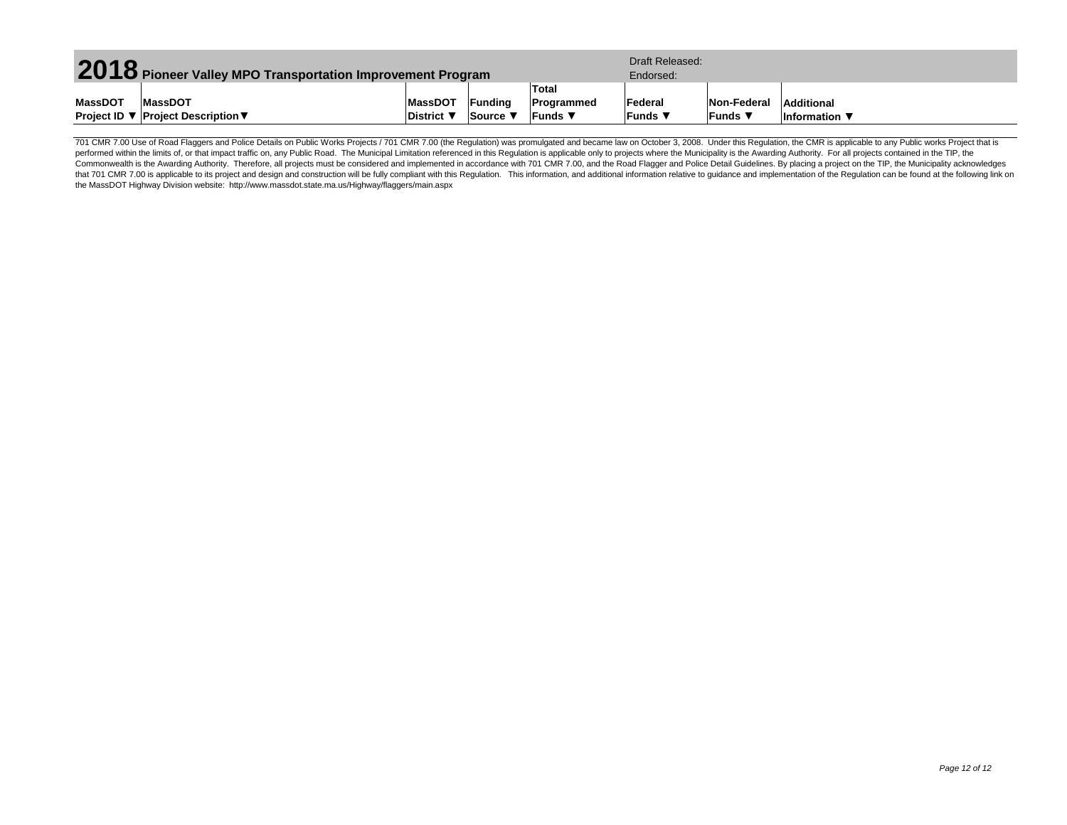# 2018 Pioneer Valley MPO Transportation Improvement Program

Draft Released:
Endorsed:

| MassDOT Project ID ▼ | MassDOT Project Description▼ | MassDOT District ▼ | Funding Source ▼ | Total Programmed Funds ▼ | Federal Funds ▼ | Non-Federal Funds ▼ | Additional Information ▼ |
|---|---|---|---|---|---|---|---|

701 CMR 7.00 Use of Road Flaggers and Police Details on Public Works Projects / 701 CMR 7.00 (the Regulation) was promulgated and became law on October 3, 2008. Under this Regulation, the CMR is applicable to any Public works Project that is performed within the limits of, or that impact traffic on, any Public Road. The Municipal Limitation referenced in this Regulation is applicable only to projects where the Municipality is the Awarding Authority. For all projects contained in the TIP, the Commonwealth is the Awarding Authority. Therefore, all projects must be considered and implemented in accordance with 701 CMR 7.00, and the Road Flagger and Police Detail Guidelines. By placing a project on the TIP, the Municipality acknowledges that 701 CMR 7.00 is applicable to its project and design and construction will be fully compliant with this Regulation. This information, and additional information relative to guidance and implementation of the Regulation can be found at the following link on the MassDOT Highway Division website: http://www.massdot.state.ma.us/Highway/flaggers/main.aspx